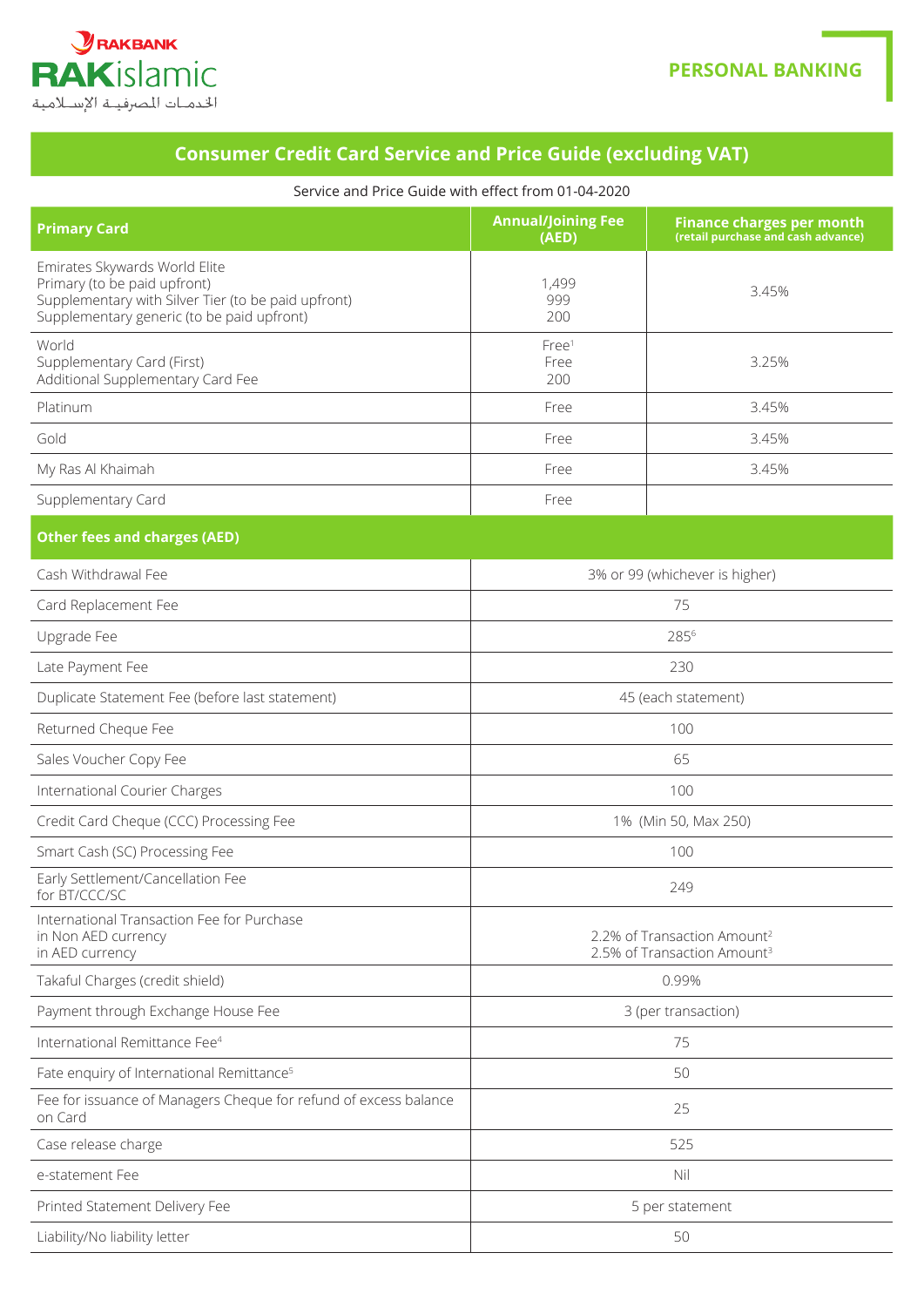RAKBANK
**RAKislamic**
الخدمات المصرفية الإسلامية

**PERSONAL BANKING**

# Consumer Credit Card Service and Price Guide (excluding VAT)

Service and Price Guide with effect from 01-04-2020

| Primary Card | Annual/Joining Fee (AED) | Finance charges per month (retail purchase and cash advance) |
|---|---|---|
| Emirates Skywards World Elite<br>Primary (to be paid upfront)<br>Supplementary with Silver Tier (to be paid upfront)<br>Supplementary generic (to be paid upfront) | 1,499<br>999<br>200 | 3.45% |
| World<br>Supplementary Card (First)<br>Additional Supplementary Card Fee | Free[1]<br>Free<br>200 | 3.25% |
| Platinum | Free | 3.45% |
| Gold | Free | 3.45% |
| My Ras Al Khaimah | Free | 3.45% |
| Supplementary Card | Free | |

| Other fees and charges (AED) | |
|---|---|
| Cash Withdrawal Fee | 3% or 99 (whichever is higher) |
| Card Replacement Fee | 75 |
| Upgrade Fee | 285[6] |
| Late Payment Fee | 230 |
| Duplicate Statement Fee (before last statement) | 45 (each statement) |
| Returned Cheque Fee | 100 |
| Sales Voucher Copy Fee | 65 |
| International Courier Charges | 100 |
| Credit Card Cheque (CCC) Processing Fee | 1% (Min 50, Max 250) |
| Smart Cash (SC) Processing Fee | 100 |
| Early Settlement/Cancellation Fee for BT/CCC/SC | 249 |
| International Transaction Fee for Purchase<br>in Non AED currency<br>in AED currency | <br>2.2% of Transaction Amount[2]<br>2.5% of Transaction Amount[3] |
| Takaful Charges (credit shield) | 0.99% |
| Payment through Exchange House Fee | 3 (per transaction) |
| International Remittance Fee[4] | 75 |
| Fate enquiry of International Remittance[5] | 50 |
| Fee for issuance of Managers Cheque for refund of excess balance on Card | 25 |
| Case release charge | 525 |
| e-statement Fee | Nil |
| Printed Statement Delivery Fee | 5 per statement |
| Liability/No liability letter | 50 |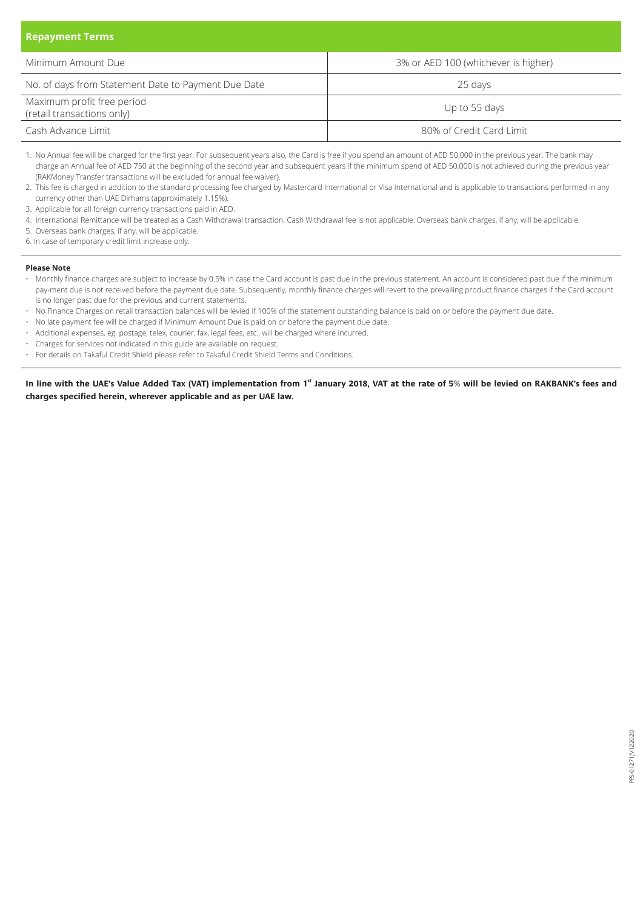| Repayment Terms | |
|---|---|
| Minimum Amount Due | 3% or AED 100 (whichever is higher) |
| No. of days from Statement Date to Payment Due Date | 25 days |
| Maximum profit free period (retail transactions only) | Up to 55 days |
| Cash Advance Limit | 80% of Credit Card Limit |

1. No Annual fee will be charged for the first year. For subsequent years also, the Card is free if you spend an amount of AED 50,000 in the previous year. The bank may charge an Annual fee of AED 750 at the beginning of the second year and subsequent years if the minimum spend of AED 50,000 is not achieved during the previous year (RAKMoney Transfer transactions will be excluded for annual fee waiver).
2. This fee is charged in addition to the standard processing fee charged by Mastercard International or Visa International and is applicable to transactions performed in any currency other than UAE Dirhams (approximately 1.15%).
3. Applicable for all foreign currency transactions paid in AED.
4. International Remittance will be treated as a Cash Withdrawal transaction. Cash Withdrawal fee is not applicable. Overseas bank charges, if any, will be applicable.
5. Overseas bank charges, if any, will be applicable.
6. In case of temporary credit limit increase only.

**Please Note**

- Monthly finance charges are subject to increase by 0.5% in case the Card account is past due in the previous statement. An account is considered past due if the minimum pay-ment due is not received before the payment due date. Subsequently, monthly finance charges will revert to the prevailing product finance charges if the Card account is no longer past due for the previous and current statements.
- No Finance Charges on retail transaction balances will be levied if 100% of the statement outstanding balance is paid on or before the payment due date.
- No late payment fee will be charged if Minimum Amount Due is paid on or before the payment due date.
- Additional expenses, eg. postage, telex, courier, fax, legal fees, etc., will be charged where incurred.
- Charges for services not indicated in this guide are available on request.
- For details on Takaful Credit Shield please refer to Takaful Credit Shield Terms and Conditions.

**In line with the UAE's Value Added Tax (VAT) implementation from 1st January 2018, VAT at the rate of 5% will be levied on RAKBANK's fees and charges specified herein, wherever applicable and as per UAE law.**

PPS-01271/V122020